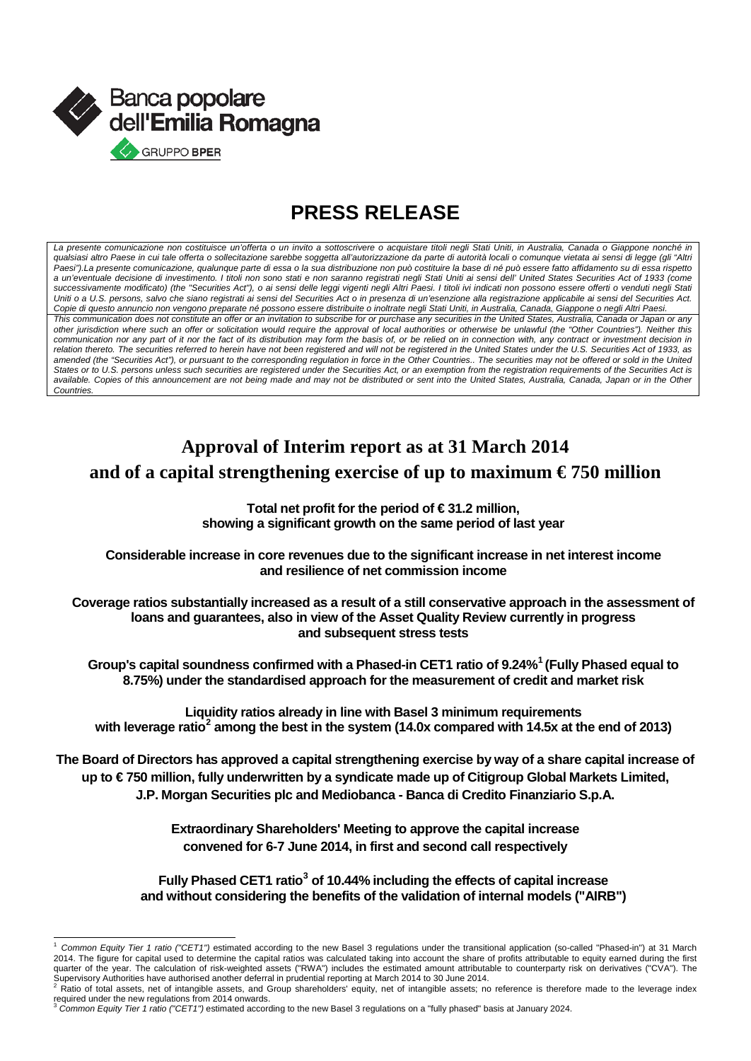Banca popolare dell'Emilia Romagna

GRUPPO BPER

# PRESS RELEASE

*La presente comunicazione non costituisce un'offerta o un invito a sottoscrivere o acquistare titoli negli Stati Uniti, in Australia, Canada o Giappone nonché in qualsiasi altro Paese in cui tale offerta o sollecitazione sarebbe soggetta all'autorizzazione da parte di autorità locali o comunque vietata ai sensi di legge (gli "Altri Paesi").La presente comunicazione, qualunque parte di essa o la sua distribuzione non può costituire la base di né può essere fatto affidamento su di essa rispetto a un'eventuale decisione di investimento. I titoli non sono stati e non saranno registrati negli Stati Uniti ai sensi dell' United States Securities Act of 1933 (come successivamente modificato) (the "Securities Act"), o ai sensi delle leggi vigenti negli Altri Paesi. I titoli ivi indicati non possono essere offerti o venduti negli Stati Uniti o a U.S. persons, salvo che siano registrati ai sensi del Securities Act o in presenza di un'esenzione alla registrazione applicabile ai sensi del Securities Act. Copie di questo annuncio non vengono preparate né possono essere distribuite o inoltrate negli Stati Uniti, in Australia, Canada, Giappone o negli Altri Paesi.*

*This communication does not constitute an offer or an invitation to subscribe for or purchase any securities in the United States, Australia, Canada or Japan or any other jurisdiction where such an offer or solicitation would require the approval of local authorities or otherwise be unlawful (the "Other Countries"). Neither this communication nor any part of it nor the fact of its distribution may form the basis of, or be relied on in connection with, any contract or investment decision in relation thereto. The securities referred to herein have not been registered and will not be registered in the United States under the U.S. Securities Act of 1933, as amended (the "Securities Act"), or pursuant to the corresponding regulation in force in the Other Countries.. The securities may not be offered or sold in the United States or to U.S. persons unless such securities are registered under the Securities Act, or an exemption from the registration requirements of the Securities Act is available. Copies of this announcement are not being made and may not be distributed or sent into the United States, Australia, Canada, Japan or in the Other Countries.*

## Approval of Interim report as at 31 March 2014 and of a capital strengthening exercise of up to maximum € 750 million

**Total net profit for the period of € 31.2 million, showing a significant growth on the same period of last year**

**Considerable increase in core revenues due to the significant increase in net interest income and resilience of net commission income**

**Coverage ratios substantially increased as a result of a still conservative approach in the assessment of loans and guarantees, also in view of the Asset Quality Review currently in progress and subsequent stress tests**

**Group's capital soundness confirmed with a Phased-in CET1 ratio of 9.24%[1] (Fully Phased equal to 8.75%) under the standardised approach for the measurement of credit and market risk**

**Liquidity ratios already in line with Basel 3 minimum requirements with leverage ratio[2] among the best in the system (14.0x compared with 14.5x at the end of 2013)**

**The Board of Directors has approved a capital strengthening exercise by way of a share capital increase of up to € 750 million, fully underwritten by a syndicate made up of Citigroup Global Markets Limited, J.P. Morgan Securities plc and Mediobanca - Banca di Credito Finanziario S.p.A.**

**Extraordinary Shareholders' Meeting to approve the capital increase convened for 6-7 June 2014, in first and second call respectively**

**Fully Phased CET1 ratio[3] of 10.44% including the effects of capital increase and without considering the benefits of the validation of internal models ("AIRB")**

---

[1] *Common Equity Tier 1 ratio ("CET1")* estimated according to the new Basel 3 regulations under the transitional application (so-called "Phased-in") at 31 March 2014. The figure for capital used to determine the capital ratios was calculated taking into account the share of profits attributable to equity earned during the first quarter of the year. The calculation of risk-weighted assets ("RWA") includes the estimated amount attributable to counterparty risk on derivatives ("CVA"). The Supervisory Authorities have authorised another deferral in prudential reporting at March 2014 to 30 June 2014.

[2] Ratio of total assets, net of intangible assets, and Group shareholders' equity, net of intangible assets; no reference is therefore made to the leverage index required under the new regulations from 2014 onwards.

[3] *Common Equity Tier 1 ratio ("CET1")* estimated according to the new Basel 3 regulations on a "fully phased" basis at January 2024.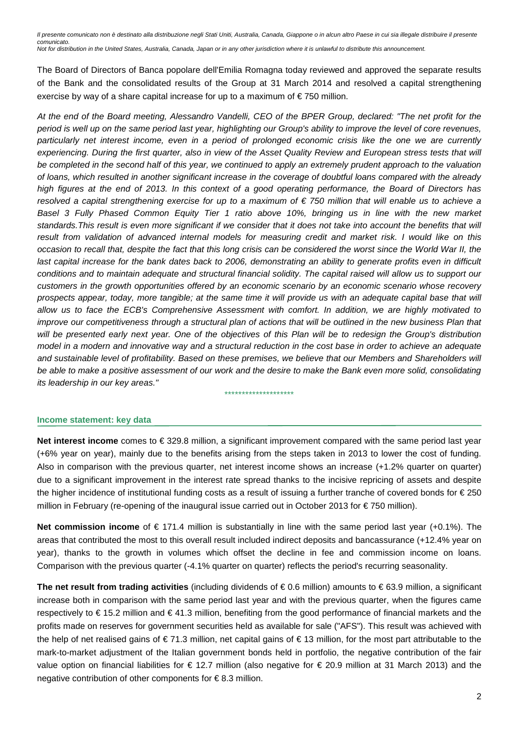*Il presente comunicato non è destinato alla distribuzione negli Stati Uniti, Australia, Canada, Giappone o in alcun altro Paese in cui sia illegale distribuire il presente comunicato.*
*Not for distribution in the United States, Australia, Canada, Japan or in any other jurisdiction where it is unlawful to distribute this announcement.*

The Board of Directors of Banca popolare dell'Emilia Romagna today reviewed and approved the separate results of the Bank and the consolidated results of the Group at 31 March 2014 and resolved a capital strengthening exercise by way of a share capital increase for up to a maximum of € 750 million.

*At the end of the Board meeting, Alessandro Vandelli, CEO of the BPER Group, declared: "The net profit for the period is well up on the same period last year, highlighting our Group's ability to improve the level of core revenues, particularly net interest income, even in a period of prolonged economic crisis like the one we are currently experiencing. During the first quarter, also in view of the Asset Quality Review and European stress tests that will be completed in the second half of this year, we continued to apply an extremely prudent approach to the valuation of loans, which resulted in another significant increase in the coverage of doubtful loans compared with the already high figures at the end of 2013. In this context of a good operating performance, the Board of Directors has resolved a capital strengthening exercise for up to a maximum of € 750 million that will enable us to achieve a Basel 3 Fully Phased Common Equity Tier 1 ratio above 10%, bringing us in line with the new market standards.This result is even more significant if we consider that it does not take into account the benefits that will result from validation of advanced internal models for measuring credit and market risk. I would like on this occasion to recall that, despite the fact that this long crisis can be considered the worst since the World War II, the last capital increase for the bank dates back to 2006, demonstrating an ability to generate profits even in difficult conditions and to maintain adequate and structural financial solidity. The capital raised will allow us to support our customers in the growth opportunities offered by an economic scenario by an economic scenario whose recovery prospects appear, today, more tangible; at the same time it will provide us with an adequate capital base that will allow us to face the ECB's Comprehensive Assessment with comfort. In addition, we are highly motivated to improve our competitiveness through a structural plan of actions that will be outlined in the new business Plan that will be presented early next year. One of the objectives of this Plan will be to redesign the Group's distribution model in a modern and innovative way and a structural reduction in the cost base in order to achieve an adequate and sustainable level of profitability. Based on these premises, we believe that our Members and Shareholders will be able to make a positive assessment of our work and the desire to make the Bank even more solid, consolidating its leadership in our key areas."*

********************

## Income statement: key data

**Net interest income** comes to € 329.8 million, a significant improvement compared with the same period last year (+6% year on year), mainly due to the benefits arising from the steps taken in 2013 to lower the cost of funding. Also in comparison with the previous quarter, net interest income shows an increase (+1.2% quarter on quarter) due to a significant improvement in the interest rate spread thanks to the incisive repricing of assets and despite the higher incidence of institutional funding costs as a result of issuing a further tranche of covered bonds for € 250 million in February (re-opening of the inaugural issue carried out in October 2013 for € 750 million).

**Net commission income** of € 171.4 million is substantially in line with the same period last year (+0.1%). The areas that contributed the most to this overall result included indirect deposits and bancassurance (+12.4% year on year), thanks to the growth in volumes which offset the decline in fee and commission income on loans. Comparison with the previous quarter (-4.1% quarter on quarter) reflects the period's recurring seasonality.

**The net result from trading activities** (including dividends of € 0.6 million) amounts to € 63.9 million, a significant increase both in comparison with the same period last year and with the previous quarter, when the figures came respectively to € 15.2 million and € 41.3 million, benefiting from the good performance of financial markets and the profits made on reserves for government securities held as available for sale ("AFS"). This result was achieved with the help of net realised gains of € 71.3 million, net capital gains of € 13 million, for the most part attributable to the mark-to-market adjustment of the Italian government bonds held in portfolio, the negative contribution of the fair value option on financial liabilities for € 12.7 million (also negative for € 20.9 million at 31 March 2013) and the negative contribution of other components for € 8.3 million.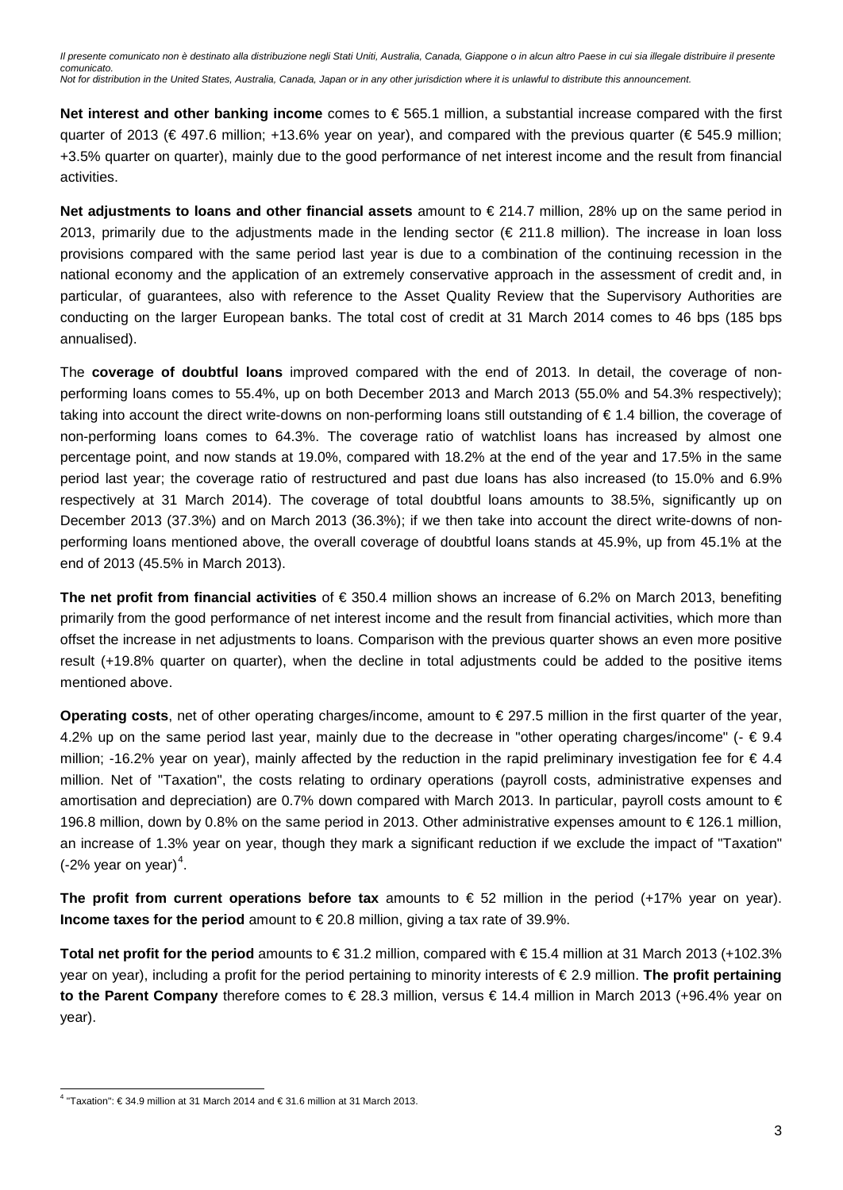**Net interest and other banking income** comes to € 565.1 million, a substantial increase compared with the first quarter of 2013 (€ 497.6 million; +13.6% year on year), and compared with the previous quarter (€ 545.9 million; +3.5% quarter on quarter), mainly due to the good performance of net interest income and the result from financial activities.

**Net adjustments to loans and other financial assets** amount to € 214.7 million, 28% up on the same period in 2013, primarily due to the adjustments made in the lending sector (€ 211.8 million). The increase in loan loss provisions compared with the same period last year is due to a combination of the continuing recession in the national economy and the application of an extremely conservative approach in the assessment of credit and, in particular, of guarantees, also with reference to the Asset Quality Review that the Supervisory Authorities are conducting on the larger European banks. The total cost of credit at 31 March 2014 comes to 46 bps (185 bps annualised).

The **coverage of doubtful loans** improved compared with the end of 2013. In detail, the coverage of non-performing loans comes to 55.4%, up on both December 2013 and March 2013 (55.0% and 54.3% respectively); taking into account the direct write-downs on non-performing loans still outstanding of € 1.4 billion, the coverage of non-performing loans comes to 64.3%. The coverage ratio of watchlist loans has increased by almost one percentage point, and now stands at 19.0%, compared with 18.2% at the end of the year and 17.5% in the same period last year; the coverage ratio of restructured and past due loans has also increased (to 15.0% and 6.9% respectively at 31 March 2014). The coverage of total doubtful loans amounts to 38.5%, significantly up on December 2013 (37.3%) and on March 2013 (36.3%); if we then take into account the direct write-downs of non-performing loans mentioned above, the overall coverage of doubtful loans stands at 45.9%, up from 45.1% at the end of 2013 (45.5% in March 2013).

**The net profit from financial activities** of € 350.4 million shows an increase of 6.2% on March 2013, benefiting primarily from the good performance of net interest income and the result from financial activities, which more than offset the increase in net adjustments to loans. Comparison with the previous quarter shows an even more positive result (+19.8% quarter on quarter), when the decline in total adjustments could be added to the positive items mentioned above.

**Operating costs**, net of other operating charges/income, amount to € 297.5 million in the first quarter of the year, 4.2% up on the same period last year, mainly due to the decrease in "other operating charges/income" (- € 9.4 million; -16.2% year on year), mainly affected by the reduction in the rapid preliminary investigation fee for € 4.4 million. Net of "Taxation", the costs relating to ordinary operations (payroll costs, administrative expenses and amortisation and depreciation) are 0.7% down compared with March 2013. In particular, payroll costs amount to € 196.8 million, down by 0.8% on the same period in 2013. Other administrative expenses amount to € 126.1 million, an increase of 1.3% year on year, though they mark a significant reduction if we exclude the impact of "Taxation" (-2% year on year)[4].

**The profit from current operations before tax** amounts to € 52 million in the period (+17% year on year). **Income taxes for the period** amount to € 20.8 million, giving a tax rate of 39.9%.

**Total net profit for the period** amounts to € 31.2 million, compared with € 15.4 million at 31 March 2013 (+102.3% year on year), including a profit for the period pertaining to minority interests of € 2.9 million. **The profit pertaining to the Parent Company** therefore comes to € 28.3 million, versus € 14.4 million in March 2013 (+96.4% year on year).

[4] "Taxation": € 34.9 million at 31 March 2014 and € 31.6 million at 31 March 2013.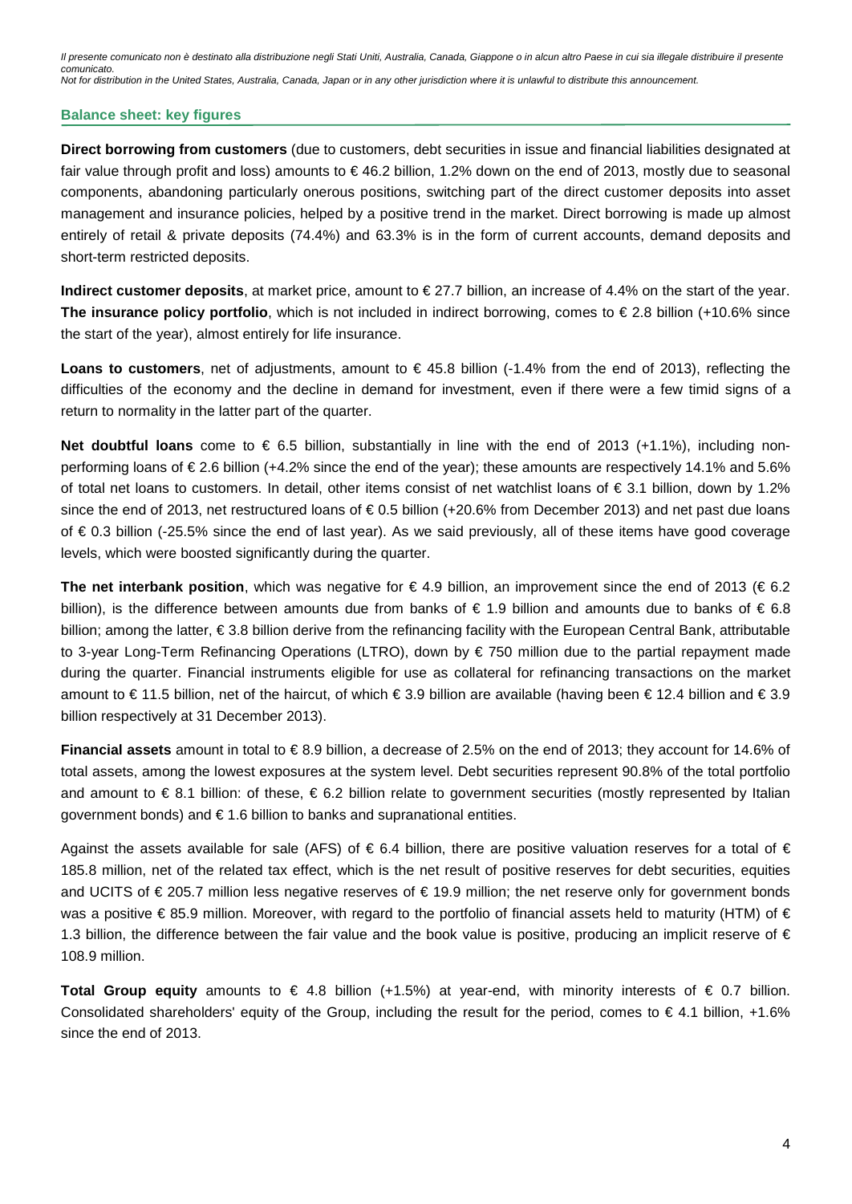## Balance sheet: key figures

**Direct borrowing from customers** (due to customers, debt securities in issue and financial liabilities designated at fair value through profit and loss) amounts to € 46.2 billion, 1.2% down on the end of 2013, mostly due to seasonal components, abandoning particularly onerous positions, switching part of the direct customer deposits into asset management and insurance policies, helped by a positive trend in the market. Direct borrowing is made up almost entirely of retail & private deposits (74.4%) and 63.3% is in the form of current accounts, demand deposits and short-term restricted deposits.

**Indirect customer deposits**, at market price, amount to € 27.7 billion, an increase of 4.4% on the start of the year. **The insurance policy portfolio**, which is not included in indirect borrowing, comes to € 2.8 billion (+10.6% since the start of the year), almost entirely for life insurance.

**Loans to customers**, net of adjustments, amount to € 45.8 billion (-1.4% from the end of 2013), reflecting the difficulties of the economy and the decline in demand for investment, even if there were a few timid signs of a return to normality in the latter part of the quarter.

**Net doubtful loans** come to € 6.5 billion, substantially in line with the end of 2013 (+1.1%), including non-performing loans of € 2.6 billion (+4.2% since the end of the year); these amounts are respectively 14.1% and 5.6% of total net loans to customers. In detail, other items consist of net watchlist loans of € 3.1 billion, down by 1.2% since the end of 2013, net restructured loans of € 0.5 billion (+20.6% from December 2013) and net past due loans of € 0.3 billion (-25.5% since the end of last year). As we said previously, all of these items have good coverage levels, which were boosted significantly during the quarter.

**The net interbank position**, which was negative for € 4.9 billion, an improvement since the end of 2013 (€ 6.2 billion), is the difference between amounts due from banks of € 1.9 billion and amounts due to banks of € 6.8 billion; among the latter, € 3.8 billion derive from the refinancing facility with the European Central Bank, attributable to 3-year Long-Term Refinancing Operations (LTRO), down by € 750 million due to the partial repayment made during the quarter. Financial instruments eligible for use as collateral for refinancing transactions on the market amount to € 11.5 billion, net of the haircut, of which € 3.9 billion are available (having been € 12.4 billion and € 3.9 billion respectively at 31 December 2013).

**Financial assets** amount in total to € 8.9 billion, a decrease of 2.5% on the end of 2013; they account for 14.6% of total assets, among the lowest exposures at the system level. Debt securities represent 90.8% of the total portfolio and amount to € 8.1 billion: of these, € 6.2 billion relate to government securities (mostly represented by Italian government bonds) and € 1.6 billion to banks and supranational entities.

Against the assets available for sale (AFS) of € 6.4 billion, there are positive valuation reserves for a total of € 185.8 million, net of the related tax effect, which is the net result of positive reserves for debt securities, equities and UCITS of € 205.7 million less negative reserves of € 19.9 million; the net reserve only for government bonds was a positive € 85.9 million. Moreover, with regard to the portfolio of financial assets held to maturity (HTM) of € 1.3 billion, the difference between the fair value and the book value is positive, producing an implicit reserve of € 108.9 million.

**Total Group equity** amounts to € 4.8 billion (+1.5%) at year-end, with minority interests of € 0.7 billion. Consolidated shareholders' equity of the Group, including the result for the period, comes to € 4.1 billion, +1.6% since the end of 2013.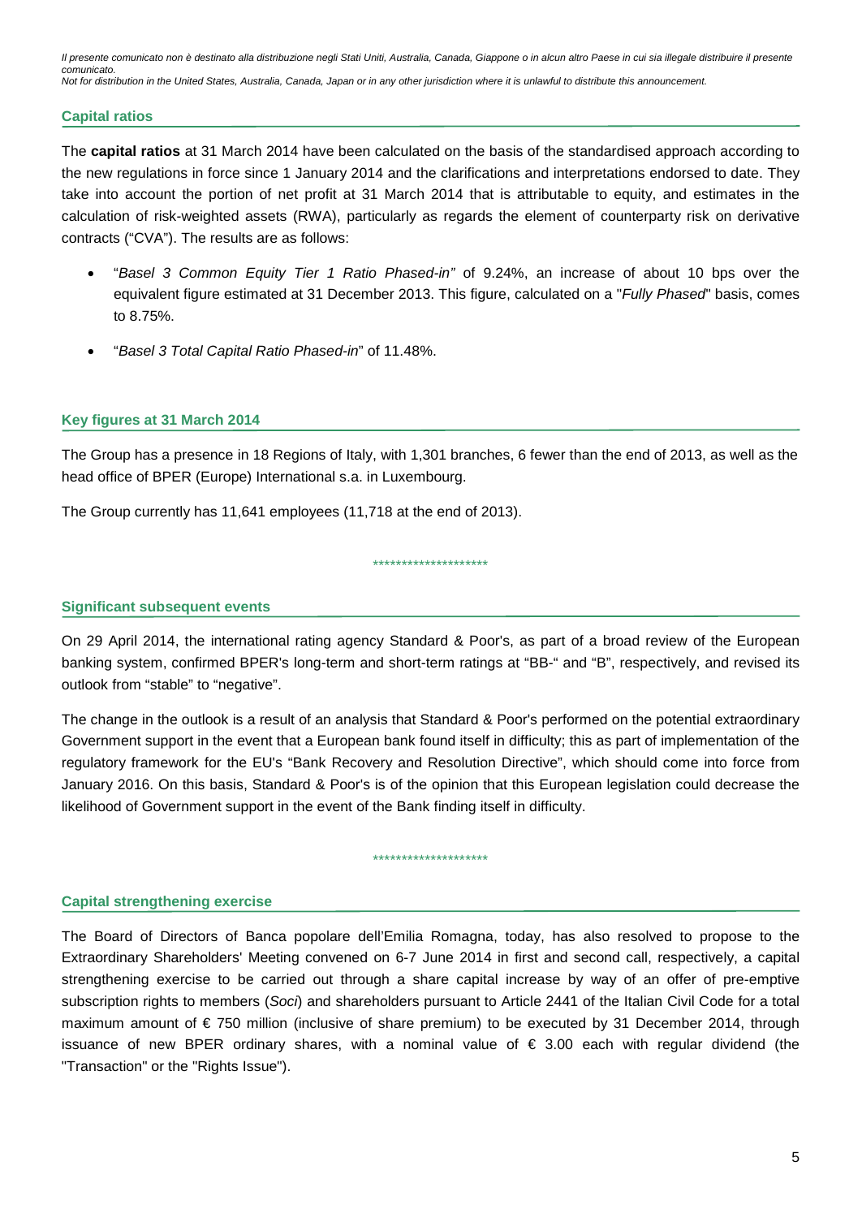## Capital ratios

The **capital ratios** at 31 March 2014 have been calculated on the basis of the standardised approach according to the new regulations in force since 1 January 2014 and the clarifications and interpretations endorsed to date. They take into account the portion of net profit at 31 March 2014 that is attributable to equity, and estimates in the calculation of risk-weighted assets (RWA), particularly as regards the element of counterparty risk on derivative contracts ("CVA"). The results are as follows:

- "*Basel 3 Common Equity Tier 1 Ratio Phased-in"* of 9.24%, an increase of about 10 bps over the equivalent figure estimated at 31 December 2013. This figure, calculated on a "*Fully Phased*" basis, comes to 8.75%.
- "*Basel 3 Total Capital Ratio Phased-in*" of 11.48%.

## Key figures at 31 March 2014

The Group has a presence in 18 Regions of Italy, with 1,301 branches, 6 fewer than the end of 2013, as well as the head office of BPER (Europe) International s.a. in Luxembourg.

The Group currently has 11,641 employees (11,718 at the end of 2013).

********************

## Significant subsequent events

On 29 April 2014, the international rating agency Standard & Poor's, as part of a broad review of the European banking system, confirmed BPER's long-term and short-term ratings at "BB-" and "B", respectively, and revised its outlook from "stable" to "negative".

The change in the outlook is a result of an analysis that Standard & Poor's performed on the potential extraordinary Government support in the event that a European bank found itself in difficulty; this as part of implementation of the regulatory framework for the EU's "Bank Recovery and Resolution Directive", which should come into force from January 2016. On this basis, Standard & Poor's is of the opinion that this European legislation could decrease the likelihood of Government support in the event of the Bank finding itself in difficulty.

********************

## Capital strengthening exercise

The Board of Directors of Banca popolare dell'Emilia Romagna, today, has also resolved to propose to the Extraordinary Shareholders' Meeting convened on 6-7 June 2014 in first and second call, respectively, a capital strengthening exercise to be carried out through a share capital increase by way of an offer of pre-emptive subscription rights to members (*Soci*) and shareholders pursuant to Article 2441 of the Italian Civil Code for a total maximum amount of € 750 million (inclusive of share premium) to be executed by 31 December 2014, through issuance of new BPER ordinary shares, with a nominal value of € 3.00 each with regular dividend (the "Transaction" or the "Rights Issue").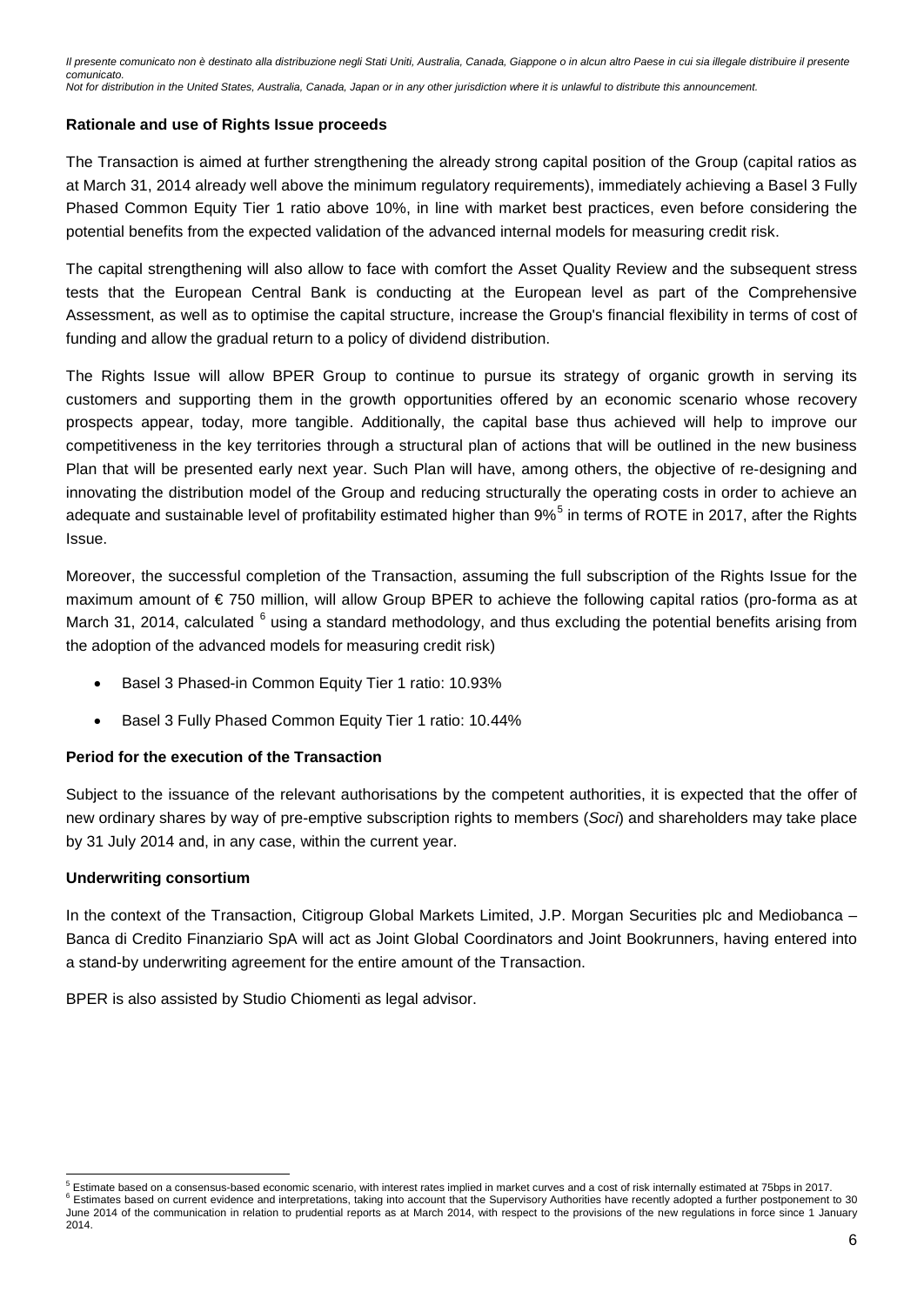**Rationale and use of Rights Issue proceeds**

The Transaction is aimed at further strengthening the already strong capital position of the Group (capital ratios as at March 31, 2014 already well above the minimum regulatory requirements), immediately achieving a Basel 3 Fully Phased Common Equity Tier 1 ratio above 10%, in line with market best practices, even before considering the potential benefits from the expected validation of the advanced internal models for measuring credit risk.

The capital strengthening will also allow to face with comfort the Asset Quality Review and the subsequent stress tests that the European Central Bank is conducting at the European level as part of the Comprehensive Assessment, as well as to optimise the capital structure, increase the Group's financial flexibility in terms of cost of funding and allow the gradual return to a policy of dividend distribution.

The Rights Issue will allow BPER Group to continue to pursue its strategy of organic growth in serving its customers and supporting them in the growth opportunities offered by an economic scenario whose recovery prospects appear, today, more tangible. Additionally, the capital base thus achieved will help to improve our competitiveness in the key territories through a structural plan of actions that will be outlined in the new business Plan that will be presented early next year. Such Plan will have, among others, the objective of re-designing and innovating the distribution model of the Group and reducing structurally the operating costs in order to achieve an adequate and sustainable level of profitability estimated higher than 9%[5] in terms of ROTE in 2017, after the Rights Issue.

Moreover, the successful completion of the Transaction, assuming the full subscription of the Rights Issue for the maximum amount of € 750 million, will allow Group BPER to achieve the following capital ratios (pro-forma as at March 31, 2014, calculated [6] using a standard methodology, and thus excluding the potential benefits arising from the adoption of the advanced models for measuring credit risk)

- Basel 3 Phased-in Common Equity Tier 1 ratio: 10.93%
- Basel 3 Fully Phased Common Equity Tier 1 ratio: 10.44%

**Period for the execution of the Transaction**

Subject to the issuance of the relevant authorisations by the competent authorities, it is expected that the offer of new ordinary shares by way of pre-emptive subscription rights to members (*Soci*) and shareholders may take place by 31 July 2014 and, in any case, within the current year.

**Underwriting consortium**

In the context of the Transaction, Citigroup Global Markets Limited, J.P. Morgan Securities plc and Mediobanca – Banca di Credito Finanziario SpA will act as Joint Global Coordinators and Joint Bookrunners, having entered into a stand-by underwriting agreement for the entire amount of the Transaction.

BPER is also assisted by Studio Chiomenti as legal advisor.

[5] Estimate based on a consensus-based economic scenario, with interest rates implied in market curves and a cost of risk internally estimated at 75bps in 2017.

[6] Estimates based on current evidence and interpretations, taking into account that the Supervisory Authorities have recently adopted a further postponement to 30 June 2014 of the communication in relation to prudential reports as at March 2014, with respect to the provisions of the new regulations in force since 1 January 2014.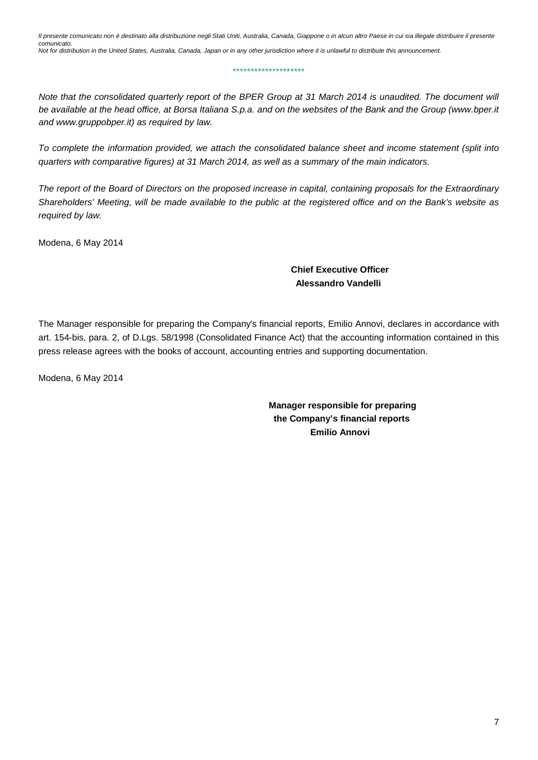*Il presente comunicato non è destinato alla distribuzione negli Stati Uniti, Australia, Canada, Giappone o in alcun altro Paese in cui sia illegale distribuire il presente comunicato.*
*Not for distribution in the United States, Australia, Canada, Japan or in any other jurisdiction where it is unlawful to distribute this announcement.*

********************

*Note that the consolidated quarterly report of the BPER Group at 31 March 2014 is unaudited. The document will be available at the head office, at Borsa Italiana S.p.a. and on the websites of the Bank and the Group (www.bper.it and www.gruppobper.it) as required by law.*

*To complete the information provided, we attach the consolidated balance sheet and income statement (split into quarters with comparative figures) at 31 March 2014, as well as a summary of the main indicators.*

*The report of the Board of Directors on the proposed increase in capital, containing proposals for the Extraordinary Shareholders' Meeting, will be made available to the public at the registered office and on the Bank's website as required by law.*

Modena, 6 May 2014

**Chief Executive Officer**
**Alessandro Vandelli**

The Manager responsible for preparing the Company's financial reports, Emilio Annovi, declares in accordance with art. 154-bis, para. 2, of D.Lgs. 58/1998 (Consolidated Finance Act) that the accounting information contained in this press release agrees with the books of account, accounting entries and supporting documentation.

Modena, 6 May 2014

**Manager responsible for preparing**
**the Company's financial reports**
**Emilio Annovi**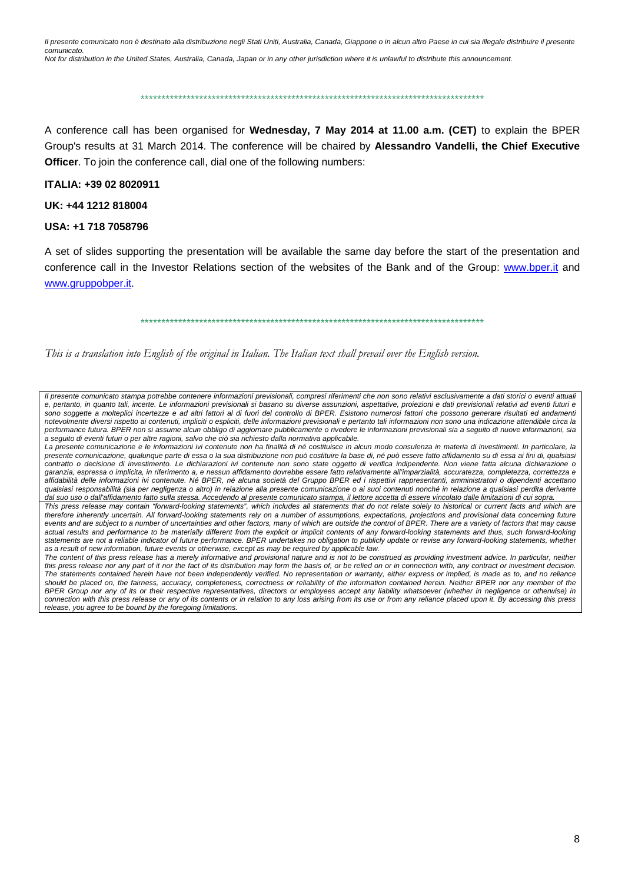*Il presente comunicato non è destinato alla distribuzione negli Stati Uniti, Australia, Canada, Giappone o in alcun altro Paese in cui sia illegale distribuire il presente comunicato.*
*Not for distribution in the United States, Australia, Canada, Japan or in any other jurisdiction where it is unlawful to distribute this announcement.*

*************************************************************************************

A conference call has been organised for **Wednesday, 7 May 2014 at 11.00 a.m. (CET)** to explain the BPER Group's results at 31 March 2014. The conference will be chaired by **Alessandro Vandelli, the Chief Executive Officer**. To join the conference call, dial one of the following numbers:

**ITALIA: +39 02 8020911**

**UK: +44 1212 818004**

**USA: +1 718 7058796**

A set of slides supporting the presentation will be available the same day before the start of the presentation and conference call in the Investor Relations section of the websites of the Bank and of the Group: www.bper.it and www.gruppobper.it.

*************************************************************************************

*This is a translation into English of the original in Italian. The Italian text shall prevail over the English version.*

*Il presente comunicato stampa potrebbe contenere informazioni previsionali, compresi riferimenti che non sono relativi esclusivamente a dati storici o eventi attuali e, pertanto, in quanto tali, incerte. Le informazioni previsionali si basano su diverse assunzioni, aspettative, proiezioni e dati previsionali relativi ad eventi futuri e sono soggette a molteplici incertezze e ad altri fattori al di fuori del controllo di BPER. Esistono numerosi fattori che possono generare risultati ed andamenti notevolmente diversi rispetto ai contenuti, impliciti o espliciti, delle informazioni previsionali e pertanto tali informazioni non sono una indicazione attendibile circa la performance futura. BPER non si assume alcun obbligo di aggiornare pubblicamente o rivedere le informazioni previsionali sia a seguito di nuove informazioni, sia a seguito di eventi futuri o per altre ragioni, salvo che ciò sia richiesto dalla normativa applicabile.*

*La presente comunicazione e le informazioni ivi contenute non ha finalità di né costituisce in alcun modo consulenza in materia di investimenti. In particolare, la presente comunicazione, qualunque parte di essa o la sua distribuzione non può costituire la base di, né può essere fatto affidamento su di essa ai fini di, qualsiasi contratto o decisione di investimento. Le dichiarazioni ivi contenute non sono state oggetto di verifica indipendente. Non viene fatta alcuna dichiarazione o garanzia, espressa o implicita, in riferimento a, e nessun affidamento dovrebbe essere fatto relativamente all'imparzialità, accuratezza, completezza, correttezza e affidabilità delle informazioni ivi contenute. Né BPER, né alcuna società del Gruppo BPER ed i rispettivi rappresentanti, amministratori o dipendenti accettano qualsiasi responsabilità (sia per negligenza o altro) in relazione alla presente comunicazione o ai suoi contenuti nonché in relazione a qualsiasi perdita derivante dal suo uso o dall'affidamento fatto sulla stessa. Accedendo al presente comunicato stampa, il lettore accetta di essere vincolato dalle limitazioni di cui sopra.*

*This press release may contain "forward-looking statements", which includes all statements that do not relate solely to historical or current facts and which are therefore inherently uncertain. All forward-looking statements rely on a number of assumptions, expectations, projections and provisional data concerning future events and are subject to a number of uncertainties and other factors, many of which are outside the control of BPER. There are a variety of factors that may cause actual results and performance to be materially different from the explicit or implicit contents of any forward-looking statements and thus, such forward-looking statements are not a reliable indicator of future performance. BPER undertakes no obligation to publicly update or revise any forward-looking statements, whether as a result of new information, future events or otherwise, except as may be required by applicable law.*

*The content of this press release has a merely informative and provisional nature and is not to be construed as providing investment advice. In particular, neither this press release nor any part of it nor the fact of its distribution may form the basis of, or be relied on or in connection with, any contract or investment decision. The statements contained herein have not been independently verified. No representation or warranty, either express or implied, is made as to, and no reliance should be placed on, the fairness, accuracy, completeness, correctness or reliability of the information contained herein. Neither BPER nor any member of the BPER Group nor any of its or their respective representatives, directors or employees accept any liability whatsoever (whether in negligence or otherwise) in connection with this press release or any of its contents or in relation to any loss arising from its use or from any reliance placed upon it. By accessing this press release, you agree to be bound by the foregoing limitations.*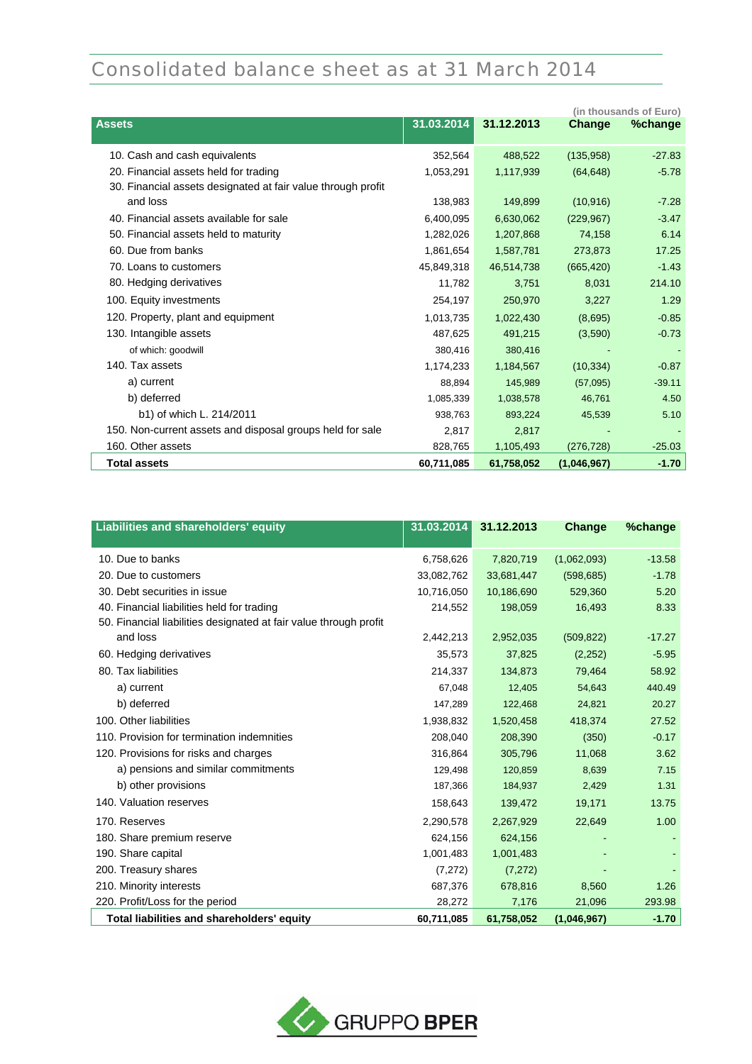# Consolidated balance sheet as at 31 March 2014

(in thousands of Euro)

| Assets | 31.03.2014 | 31.12.2013 | Change | %change |
|---|---|---|---|---|
| 10. Cash and cash equivalents | 352,564 | 488,522 | (135,958) | -27.83 |
| 20. Financial assets held for trading | 1,053,291 | 1,117,939 | (64,648) | -5.78 |
| 30. Financial assets designated at fair value through profit and loss | 138,983 | 149,899 | (10,916) | -7.28 |
| 40. Financial assets available for sale | 6,400,095 | 6,630,062 | (229,967) | -3.47 |
| 50. Financial assets held to maturity | 1,282,026 | 1,207,868 | 74,158 | 6.14 |
| 60. Due from banks | 1,861,654 | 1,587,781 | 273,873 | 17.25 |
| 70. Loans to customers | 45,849,318 | 46,514,738 | (665,420) | -1.43 |
| 80. Hedging derivatives | 11,782 | 3,751 | 8,031 | 214.10 |
| 100. Equity investments | 254,197 | 250,970 | 3,227 | 1.29 |
| 120. Property, plant and equipment | 1,013,735 | 1,022,430 | (8,695) | -0.85 |
| 130. Intangible assets | 487,625 | 491,215 | (3,590) | -0.73 |
| of which: goodwill | 380,416 | 380,416 | - | - |
| 140. Tax assets | 1,174,233 | 1,184,567 | (10,334) | -0.87 |
| a) current | 88,894 | 145,989 | (57,095) | -39.11 |
| b) deferred | 1,085,339 | 1,038,578 | 46,761 | 4.50 |
| b1) of which L. 214/2011 | 938,763 | 893,224 | 45,539 | 5.10 |
| 150. Non-current assets and disposal groups held for sale | 2,817 | 2,817 | - | - |
| 160. Other assets | 828,765 | 1,105,493 | (276,728) | -25.03 |
| **Total assets** | **60,711,085** | **61,758,052** | **(1,046,967)** | **-1.70** |

| Liabilities and shareholders' equity | 31.03.2014 | 31.12.2013 | Change | %change |
|---|---|---|---|---|
| 10. Due to banks | 6,758,626 | 7,820,719 | (1,062,093) | -13.58 |
| 20. Due to customers | 33,082,762 | 33,681,447 | (598,685) | -1.78 |
| 30. Debt securities in issue | 10,716,050 | 10,186,690 | 529,360 | 5.20 |
| 40. Financial liabilities held for trading | 214,552 | 198,059 | 16,493 | 8.33 |
| 50. Financial liabilities designated at fair value through profit and loss | 2,442,213 | 2,952,035 | (509,822) | -17.27 |
| 60. Hedging derivatives | 35,573 | 37,825 | (2,252) | -5.95 |
| 80. Tax liabilities | 214,337 | 134,873 | 79,464 | 58.92 |
| a) current | 67,048 | 12,405 | 54,643 | 440.49 |
| b) deferred | 147,289 | 122,468 | 24,821 | 20.27 |
| 100. Other liabilities | 1,938,832 | 1,520,458 | 418,374 | 27.52 |
| 110. Provision for termination indemnities | 208,040 | 208,390 | (350) | -0.17 |
| 120. Provisions for risks and charges | 316,864 | 305,796 | 11,068 | 3.62 |
| a) pensions and similar commitments | 129,498 | 120,859 | 8,639 | 7.15 |
| b) other provisions | 187,366 | 184,937 | 2,429 | 1.31 |
| 140. Valuation reserves | 158,643 | 139,472 | 19,171 | 13.75 |
| 170. Reserves | 2,290,578 | 2,267,929 | 22,649 | 1.00 |
| 180. Share premium reserve | 624,156 | 624,156 | - | - |
| 190. Share capital | 1,001,483 | 1,001,483 | - | - |
| 200. Treasury shares | (7,272) | (7,272) | - | - |
| 210. Minority interests | 687,376 | 678,816 | 8,560 | 1.26 |
| 220. Profit/Loss for the period | 28,272 | 7,176 | 21,096 | 293.98 |
| **Total liabilities and shareholders' equity** | **60,711,085** | **61,758,052** | **(1,046,967)** | **-1.70** |

GRUPPO BPER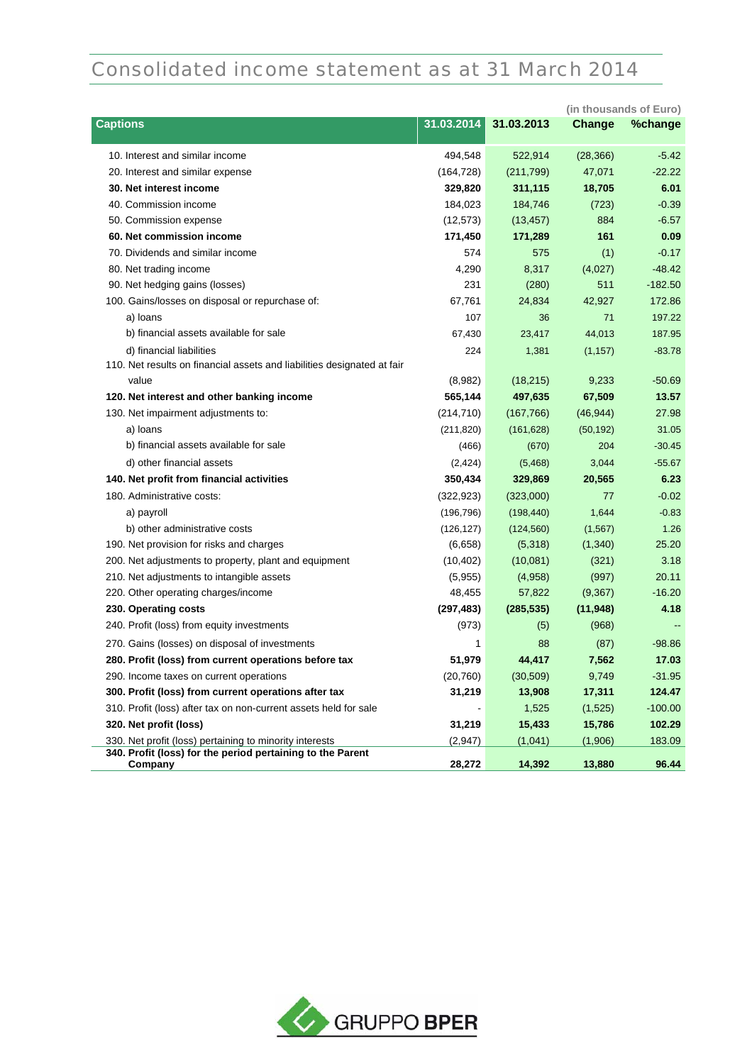# Consolidated income statement as at 31 March 2014

(in thousands of Euro)

| Captions | 31.03.2014 | 31.03.2013 | Change | %change |
|---|---|---|---|---|
| 10. Interest and similar income | 494,548 | 522,914 | (28,366) | -5.42 |
| 20. Interest and similar expense | (164,728) | (211,799) | 47,071 | -22.22 |
| **30. Net interest income** | **329,820** | **311,115** | **18,705** | **6.01** |
| 40. Commission income | 184,023 | 184,746 | (723) | -0.39 |
| 50. Commission expense | (12,573) | (13,457) | 884 | -6.57 |
| **60. Net commission income** | **171,450** | **171,289** | **161** | **0.09** |
| 70. Dividends and similar income | 574 | 575 | (1) | -0.17 |
| 80. Net trading income | 4,290 | 8,317 | (4,027) | -48.42 |
| 90. Net hedging gains (losses) | 231 | (280) | 511 | -182.50 |
| 100. Gains/losses on disposal or repurchase of: | 67,761 | 24,834 | 42,927 | 172.86 |
| a) loans | 107 | 36 | 71 | 197.22 |
| b) financial assets available for sale | 67,430 | 23,417 | 44,013 | 187.95 |
| d) financial liabilities | 224 | 1,381 | (1,157) | -83.78 |
| 110. Net results on financial assets and liabilities designated at fair value | (8,982) | (18,215) | 9,233 | -50.69 |
| **120. Net interest and other banking income** | **565,144** | **497,635** | **67,509** | **13.57** |
| 130. Net impairment adjustments to: | (214,710) | (167,766) | (46,944) | 27.98 |
| a) loans | (211,820) | (161,628) | (50,192) | 31.05 |
| b) financial assets available for sale | (466) | (670) | 204 | -30.45 |
| d) other financial assets | (2,424) | (5,468) | 3,044 | -55.67 |
| **140. Net profit from financial activities** | **350,434** | **329,869** | **20,565** | **6.23** |
| 180. Administrative costs: | (322,923) | (323,000) | 77 | -0.02 |
| a) payroll | (196,796) | (198,440) | 1,644 | -0.83 |
| b) other administrative costs | (126,127) | (124,560) | (1,567) | 1.26 |
| 190. Net provision for risks and charges | (6,658) | (5,318) | (1,340) | 25.20 |
| 200. Net adjustments to property, plant and equipment | (10,402) | (10,081) | (321) | 3.18 |
| 210. Net adjustments to intangible assets | (5,955) | (4,958) | (997) | 20.11 |
| 220. Other operating charges/income | 48,455 | 57,822 | (9,367) | -16.20 |
| **230. Operating costs** | **(297,483)** | **(285,535)** | **(11,948)** | **4.18** |
| 240. Profit (loss) from equity investments | (973) | (5) | (968) | -- |
| 270. Gains (losses) on disposal of investments | 1 | 88 | (87) | -98.86 |
| **280. Profit (loss) from current operations before tax** | **51,979** | **44,417** | **7,562** | **17.03** |
| 290. Income taxes on current operations | (20,760) | (30,509) | 9,749 | -31.95 |
| **300. Profit (loss) from current operations after tax** | **31,219** | **13,908** | **17,311** | **124.47** |
| 310. Profit (loss) after tax on non-current assets held for sale | - | 1,525 | (1,525) | -100.00 |
| **320. Net profit (loss)** | **31,219** | **15,433** | **15,786** | **102.29** |
| 330. Net profit (loss) pertaining to minority interests | (2,947) | (1,041) | (1,906) | 183.09 |
| **340. Profit (loss) for the period pertaining to the Parent Company** | **28,272** | **14,392** | **13,880** | **96.44** |

GRUPPO BPER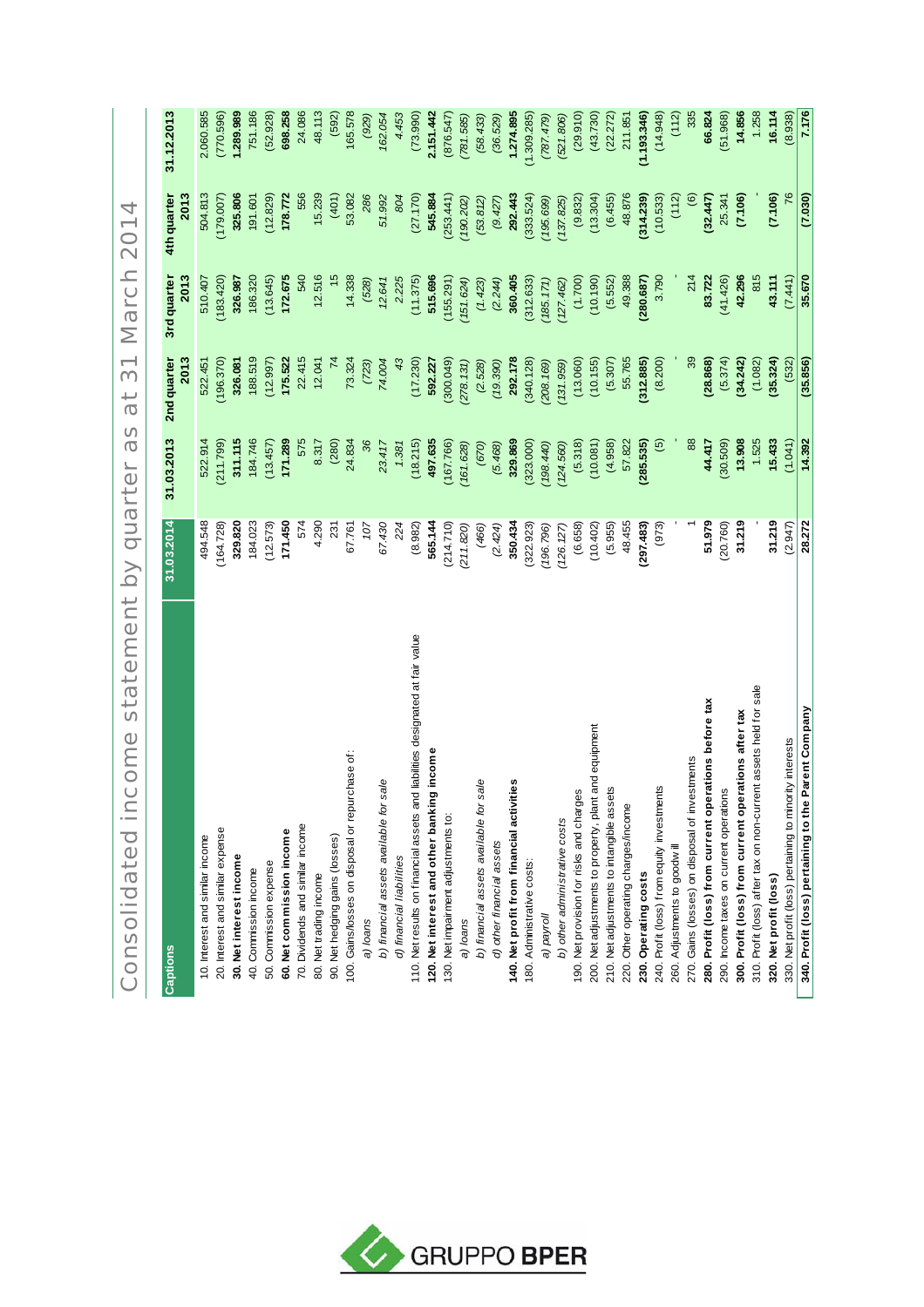# Consolidated income statement by quarter as at 31 March 2014

| Captions | 31.03.2014 | 31.03.2013 | 2nd quarter 2013 | 3rd quarter 2013 | 4th quarter 2013 | 31.12.2013 |
|---|---|---|---|---|---|---|
| 10. Interest and similar income | 494.548 | 522.914 | 522.451 | 510.407 | 504.813 | 2.060.585 |
| 20. Interest and similar expense | (164.728) | (211.799) | (196.370) | (183.420) | (179.007) | (770.596) |
| **30. Net interest income** | **329.820** | **311.115** | **326.081** | **326.987** | **325.806** | **1.289.989** |
| 40. Commission income | 184.023 | 184.746 | 188.519 | 186.320 | 191.601 | 751.186 |
| 50. Commission expense | (12.573) | (13.457) | (12.997) | (13.645) | (12.829) | (52.928) |
| **60. Net commission income** | **171.450** | **171.289** | **175.522** | **172.675** | **178.772** | **698.258** |
| 70. Dividends and similar income | 574 | 575 | 22.415 | 540 | 556 | 24.086 |
| 80. Net trading income | 4.290 | 8.317 | 12.041 | 12.516 | 15.239 | 48.113 |
| 90. Net hedging gains (losses) | 231 | (280) | 74 | 15 | (401) | (592) |
| 100. Gains/losses on disposal or repurchase of: | 67.761 | 24.834 | 73.324 | 14.338 | 53.082 | 165.578 |
| *a) loans* | *107* | *36* | *(723)* | *(528)* | *286* | *(929)* |
| *b) financial assets available for sale* | *67.430* | *23.417* | *74.004* | *12.641* | *51.992* | *162.054* |
| *d) financial liabilities* | *224* | *1.381* | *43* | *2.225* | *804* | *4.453* |
| 110. Net results on financial assets and liabilities designated at fair value | (8.982) | (18.215) | (17.230) | (11.375) | (27.170) | (73.990) |
| **120. Net interest and other banking income** | **565.144** | **497.635** | **592.227** | **515.696** | **545.884** | **2.151.442** |
| 130. Net impairment adjustments to: | (214.710) | (167.766) | (300.049) | (155.291) | (253.441) | (876.547) |
| *a) loans* | *(211.820)* | *(161.628)* | *(278.131)* | *(151.624)* | *(190.202)* | *(781.585)* |
| *b) financial assets available for sale* | *(466)* | *(670)* | *(2.528)* | *(1.423)* | *(53.812)* | *(58.433)* |
| *d) other financial assets* | *(2.424)* | *(5.468)* | *(19.390)* | *(2.244)* | *(9.427)* | *(36.529)* |
| **140. Net profit from financial activities** | **350.434** | **329.869** | **292.178** | **360.405** | **292.443** | **1.274.895** |
| 180. Administrative costs: | (322.923) | (323.000) | (340.128) | (312.633) | (333.524) | (1.309.285) |
| *a) payroll* | *(196.796)* | *(198.440)* | *(208.169)* | *(185.171)* | *(195.699)* | *(787.479)* |
| *b) other administrative costs* | *(126.127)* | *(124.560)* | *(131.959)* | *(127.462)* | *(137.825)* | *(521.806)* |
| 190. Net provision for risks and charges | (6.658) | (5.318) | (13.060) | (1.700) | (9.832) | (29.910) |
| 200. Net adjustments to property, plant and equipment | (10.402) | (10.081) | (10.155) | (10.190) | (13.304) | (43.730) |
| 210. Net adjustments to intangible assets | (5.955) | (4.958) | (5.307) | (5.552) | (6.455) | (22.272) |
| 220. Other operating charges/income | 48.455 | 57.822 | 55.765 | 49.388 | 48.876 | 211.851 |
| **230. Operating costs** | **(297.483)** | **(285.535)** | **(312.885)** | **(280.687)** | **(314.239)** | **(1.193.346)** |
| 240. Profit (loss) from equity investments | (973) | (5) | (8.200) | 3.790 | (10.533) | (14.948) |
| 260. Adjustments to goodwill | - | - | - | - | (112) | (112) |
| 270. Gains (losses) on disposal of investments | 1 | 88 | 39 | 214 | (6) | 335 |
| **280. Profit (loss) from current operations before tax** | **51.979** | **44.417** | **(28.868)** | **83.722** | **(32.447)** | **66.824** |
| 290. Income taxes on current operations | (20.760) | (30.509) | (5.374) | (41.426) | 25.341 | (51.968) |
| **300. Profit (loss) from current operations after tax** | **31.219** | **13.908** | **(34.242)** | **42.296** | **(7.106)** | **14.856** |
| 310. Profit (loss) after tax on non-current assets held for sale | - | 1.525 | (1.082) | 815 | - | 1.258 |
| **320. Net profit (loss)** | **31.219** | **15.433** | **(35.324)** | **43.111** | **(7.106)** | **16.114** |
| 330. Net profit (loss) pertaining to minority interests | (2.947) | (1.041) | (532) | (7.441) | 76 | (8.938) |
| **340. Profit (loss) pertaining to the Parent Company** | **28.272** | **14.392** | **(35.856)** | **35.670** | **(7.030)** | **7.176** |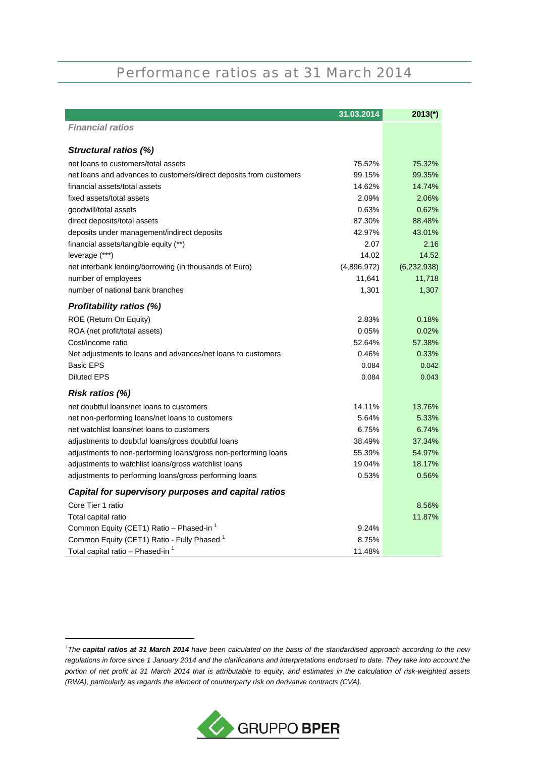# Performance ratios as at 31 March 2014

| | 31.03.2014 | 2013(*) |
|---|---|---|
| ***Financial ratios*** | | |
| ***Structural ratios (%)*** | | |
| net loans to customers/total assets | 75.52% | 75.32% |
| net loans and advances to customers/direct deposits from customers | 99.15% | 99.35% |
| financial assets/total assets | 14.62% | 14.74% |
| fixed assets/total assets | 2.09% | 2.06% |
| goodwill/total assets | 0.63% | 0.62% |
| direct deposits/total assets | 87.30% | 88.48% |
| deposits under management/indirect deposits | 42.97% | 43.01% |
| financial assets/tangible equity (**) | 2.07 | 2.16 |
| leverage (***) | 14.02 | 14.52 |
| net interbank lending/borrowing (in thousands of Euro) | (4,896,972) | (6,232,938) |
| number of employees | 11,641 | 11,718 |
| number of national bank branches | 1,301 | 1,307 |
| ***Profitability ratios (%)*** | | |
| ROE (Return On Equity) | 2.83% | 0.18% |
| ROA (net profit/total assets) | 0.05% | 0.02% |
| Cost/income ratio | 52.64% | 57.38% |
| Net adjustments to loans and advances/net loans to customers | 0.46% | 0.33% |
| Basic EPS | 0.084 | 0.042 |
| Diluted EPS | 0.084 | 0.043 |
| ***Risk ratios (%)*** | | |
| net doubtful loans/net loans to customers | 14.11% | 13.76% |
| net non-performing loans/net loans to customers | 5.64% | 5.33% |
| net watchlist loans/net loans to customers | 6.75% | 6.74% |
| adjustments to doubtful loans/gross doubtful loans | 38.49% | 37.34% |
| adjustments to non-performing loans/gross non-performing loans | 55.39% | 54.97% |
| adjustments to watchlist loans/gross watchlist loans | 19.04% | 18.17% |
| adjustments to performing loans/gross performing loans | 0.53% | 0.56% |
| ***Capital for supervisory purposes and capital ratios*** | | |
| Core Tier 1 ratio | | 8.56% |
| Total capital ratio | | 11.87% |
| Common Equity (CET1) Ratio – Phased-in [1] | 9.24% | |
| Common Equity (CET1) Ratio - Fully Phased [1] | 8.75% | |
| Total capital ratio – Phased-in [1] | 11.48% | |

[1] *The **capital ratios at 31 March 2014** have been calculated on the basis of the standardised approach according to the new regulations in force since 1 January 2014 and the clarifications and interpretations endorsed to date. They take into account the portion of net profit at 31 March 2014 that is attributable to equity, and estimates in the calculation of risk-weighted assets (RWA), particularly as regards the element of counterparty risk on derivative contracts (CVA).*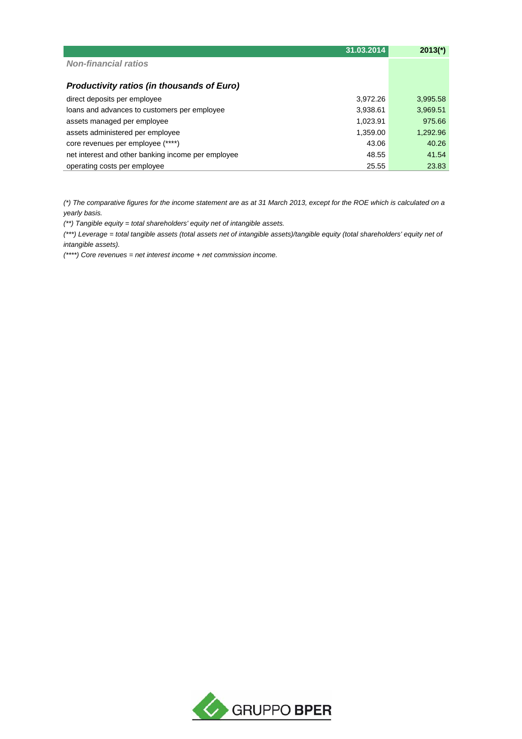| | 31.03.2014 | 2013(*) |
|---|---|---|
| *Non-financial ratios* | | |
| ***Productivity ratios (in thousands of Euro)*** | | |
| direct deposits per employee | 3,972.26 | 3,995.58 |
| loans and advances to customers per employee | 3,938.61 | 3,969.51 |
| assets managed per employee | 1,023.91 | 975.66 |
| assets administered per employee | 1,359.00 | 1,292.96 |
| core revenues per employee (****) | 43.06 | 40.26 |
| net interest and other banking income per employee | 48.55 | 41.54 |
| operating costs per employee | 25.55 | 23.83 |

*(*) The comparative figures for the income statement are as at 31 March 2013, except for the ROE which is calculated on a yearly basis.*

*(**) Tangible equity = total shareholders' equity net of intangible assets.*

*(***) Leverage = total tangible assets (total assets net of intangible assets)/tangible equity (total shareholders' equity net of intangible assets).*

*(****) Core revenues = net interest income + net commission income.*